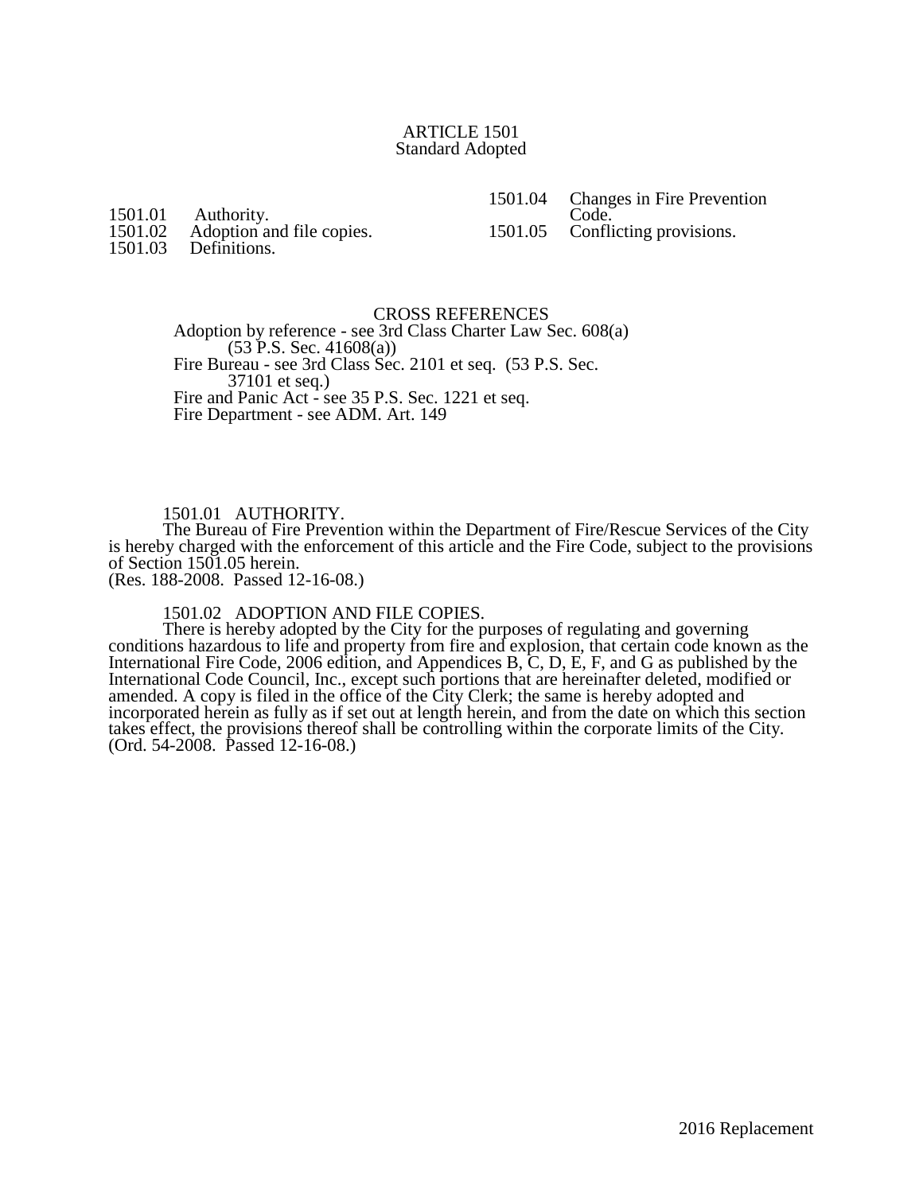# ARTICLE 1501
## Standard Adopted

1501.01 Authority.
1501.02 Adoption and file copies.
1501.03 Definitions.
1501.04 Changes in Fire Prevention Code.
1501.05 Conflicting provisions.

### CROSS REFERENCES

Adoption by reference - see 3rd Class Charter Law Sec. 608(a) (53 P.S. Sec. 41608(a))
Fire Bureau - see 3rd Class Sec. 2101 et seq. (53 P.S. Sec. 37101 et seq.)
Fire and Panic Act - see 35 P.S. Sec. 1221 et seq.
Fire Department - see ADM. Art. 149

### 1501.01 AUTHORITY.

The Bureau of Fire Prevention within the Department of Fire/Rescue Services of the City is hereby charged with the enforcement of this article and the Fire Code, subject to the provisions of Section 1501.05 herein.
(Res. 188-2008. Passed 12-16-08.)

### 1501.02 ADOPTION AND FILE COPIES.

There is hereby adopted by the City for the purposes of regulating and governing conditions hazardous to life and property from fire and explosion, that certain code known as the International Fire Code, 2006 edition, and Appendices B, C, D, E, F, and G as published by the International Code Council, Inc., except such portions that are hereinafter deleted, modified or amended. A copy is filed in the office of the City Clerk; the same is hereby adopted and incorporated herein as fully as if set out at length herein, and from the date on which this section takes effect, the provisions thereof shall be controlling within the corporate limits of the City.
(Ord. 54-2008. Passed 12-16-08.)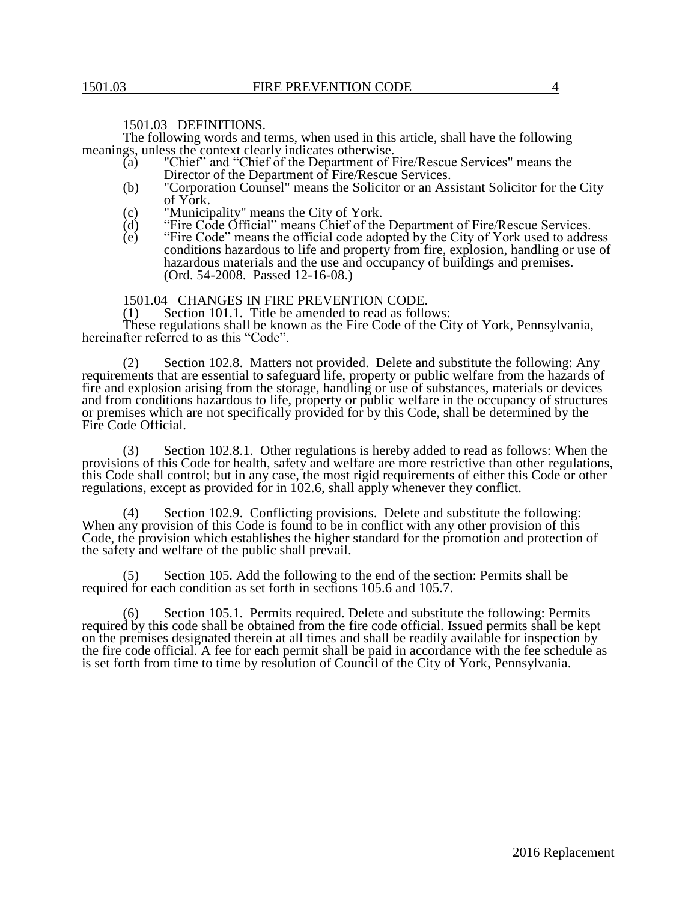1501.03 DEFINITIONS.

The following words and terms, when used in this article, shall have the following meanings, unless the context clearly indicates otherwise.

(a) "Chief" and "Chief of the Department of Fire/Rescue Services" means the Director of the Department of Fire/Rescue Services.

(b) "Corporation Counsel" means the Solicitor or an Assistant Solicitor for the City of York.

(c) "Municipality" means the City of York.

(d) "Fire Code Official" means Chief of the Department of Fire/Rescue Services.

(e) "Fire Code" means the official code adopted by the City of York used to address conditions hazardous to life and property from fire, explosion, handling or use of hazardous materials and the use and occupancy of buildings and premises. (Ord. 54-2008. Passed 12-16-08.)

1501.04 CHANGES IN FIRE PREVENTION CODE.

(1) Section 101.1. Title be amended to read as follows:

These regulations shall be known as the Fire Code of the City of York, Pennsylvania, hereinafter referred to as this "Code".

(2) Section 102.8. Matters not provided. Delete and substitute the following: Any requirements that are essential to safeguard life, property or public welfare from the hazards of fire and explosion arising from the storage, handling or use of substances, materials or devices and from conditions hazardous to life, property or public welfare in the occupancy of structures or premises which are not specifically provided for by this Code, shall be determined by the Fire Code Official.

(3) Section 102.8.1. Other regulations is hereby added to read as follows: When the provisions of this Code for health, safety and welfare are more restrictive than other regulations, this Code shall control; but in any case, the most rigid requirements of either this Code or other regulations, except as provided for in 102.6, shall apply whenever they conflict.

(4) Section 102.9. Conflicting provisions. Delete and substitute the following: When any provision of this Code is found to be in conflict with any other provision of this Code, the provision which establishes the higher standard for the promotion and protection of the safety and welfare of the public shall prevail.

(5) Section 105. Add the following to the end of the section: Permits shall be required for each condition as set forth in sections 105.6 and 105.7.

(6) Section 105.1. Permits required. Delete and substitute the following: Permits required by this code shall be obtained from the fire code official. Issued permits shall be kept on the premises designated therein at all times and shall be readily available for inspection by the fire code official. A fee for each permit shall be paid in accordance with the fee schedule as is set forth from time to time by resolution of Council of the City of York, Pennsylvania.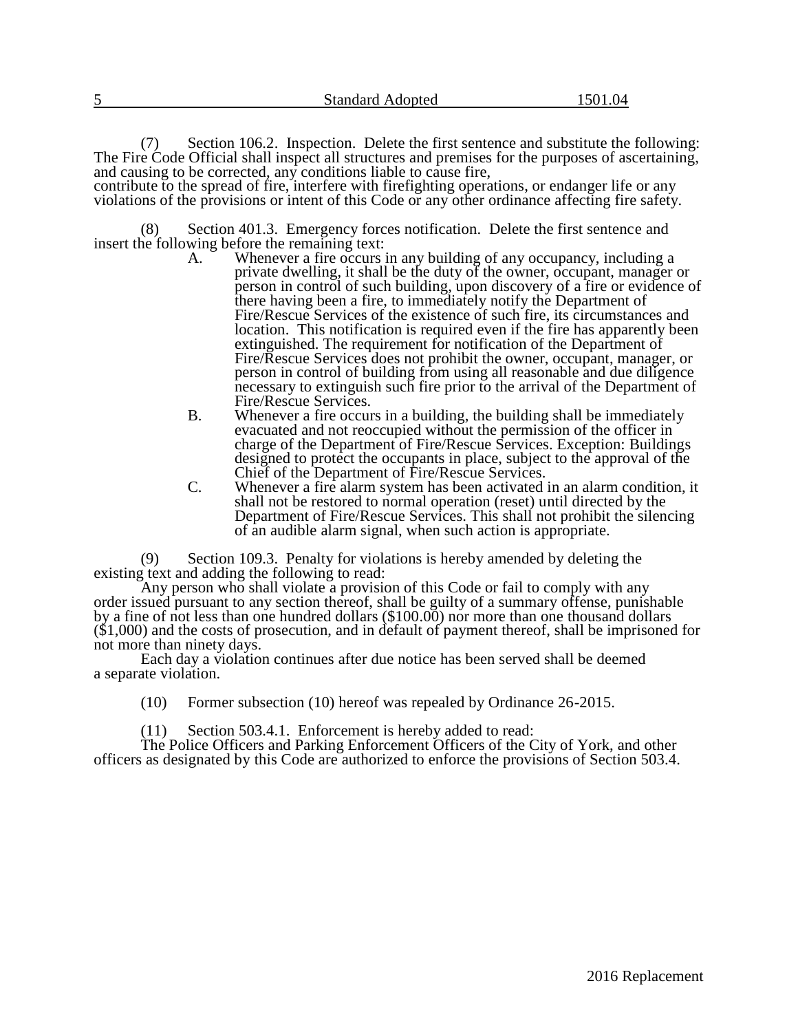(7) Section 106.2. Inspection. Delete the first sentence and substitute the following: The Fire Code Official shall inspect all structures and premises for the purposes of ascertaining, and causing to be corrected, any conditions liable to cause fire, contribute to the spread of fire, interfere with firefighting operations, or endanger life or any violations of the provisions or intent of this Code or any other ordinance affecting fire safety.

(8) Section 401.3. Emergency forces notification. Delete the first sentence and insert the following before the remaining text:

A. Whenever a fire occurs in any building of any occupancy, including a private dwelling, it shall be the duty of the owner, occupant, manager or person in control of such building, upon discovery of a fire or evidence of there having been a fire, to immediately notify the Department of Fire/Rescue Services of the existence of such fire, its circumstances and location. This notification is required even if the fire has apparently been extinguished. The requirement for notification of the Department of Fire/Rescue Services does not prohibit the owner, occupant, manager, or person in control of building from using all reasonable and due diligence necessary to extinguish such fire prior to the arrival of the Department of Fire/Rescue Services.

B. Whenever a fire occurs in a building, the building shall be immediately evacuated and not reoccupied without the permission of the officer in charge of the Department of Fire/Rescue Services. Exception: Buildings designed to protect the occupants in place, subject to the approval of the Chief of the Department of Fire/Rescue Services.

C. Whenever a fire alarm system has been activated in an alarm condition, it shall not be restored to normal operation (reset) until directed by the Department of Fire/Rescue Services. This shall not prohibit the silencing of an audible alarm signal, when such action is appropriate.

(9) Section 109.3. Penalty for violations is hereby amended by deleting the existing text and adding the following to read:

Any person who shall violate a provision of this Code or fail to comply with any order issued pursuant to any section thereof, shall be guilty of a summary offense, punishable by a fine of not less than one hundred dollars ($100.00) nor more than one thousand dollars ($1,000) and the costs of prosecution, and in default of payment thereof, shall be imprisoned for not more than ninety days.

Each day a violation continues after due notice has been served shall be deemed a separate violation.

(10) Former subsection (10) hereof was repealed by Ordinance 26-2015.

(11) Section 503.4.1. Enforcement is hereby added to read:

The Police Officers and Parking Enforcement Officers of the City of York, and other officers as designated by this Code are authorized to enforce the provisions of Section 503.4.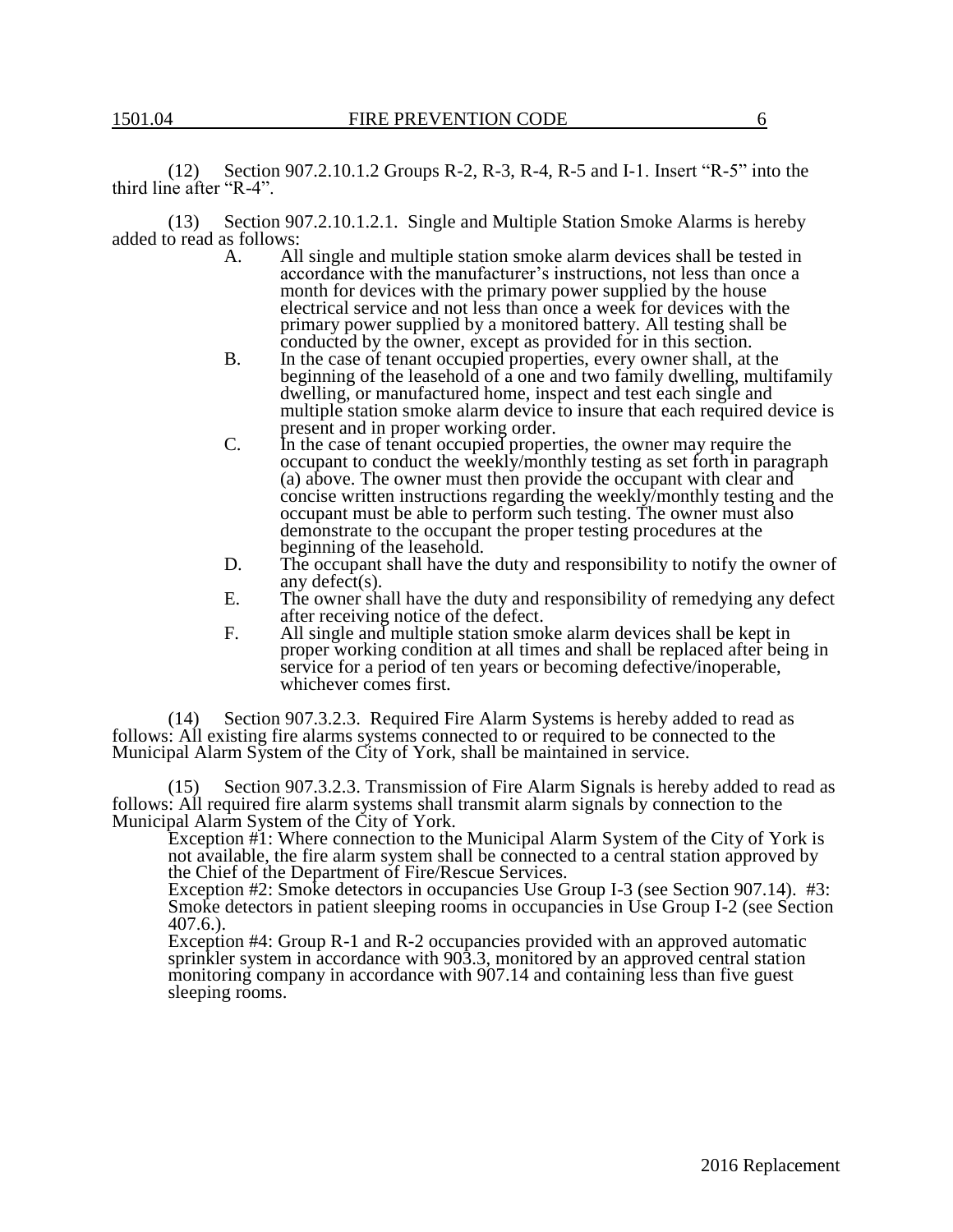(12) Section 907.2.10.1.2 Groups R-2, R-3, R-4, R-5 and I-1. Insert "R-5" into the third line after "R-4".

(13) Section 907.2.10.1.2.1. Single and Multiple Station Smoke Alarms is hereby added to read as follows:

A. All single and multiple station smoke alarm devices shall be tested in accordance with the manufacturer's instructions, not less than once a month for devices with the primary power supplied by the house electrical service and not less than once a week for devices with the primary power supplied by a monitored battery. All testing shall be conducted by the owner, except as provided for in this section.

B. In the case of tenant occupied properties, every owner shall, at the beginning of the leasehold of a one and two family dwelling, multifamily dwelling, or manufactured home, inspect and test each single and multiple station smoke alarm device to insure that each required device is present and in proper working order.

C. In the case of tenant occupied properties, the owner may require the occupant to conduct the weekly/monthly testing as set forth in paragraph (a) above. The owner must then provide the occupant with clear and concise written instructions regarding the weekly/monthly testing and the occupant must be able to perform such testing. The owner must also demonstrate to the occupant the proper testing procedures at the beginning of the leasehold.

D. The occupant shall have the duty and responsibility to notify the owner of any defect(s).

E. The owner shall have the duty and responsibility of remedying any defect after receiving notice of the defect.

F. All single and multiple station smoke alarm devices shall be kept in proper working condition at all times and shall be replaced after being in service for a period of ten years or becoming defective/inoperable, whichever comes first.

(14) Section 907.3.2.3. Required Fire Alarm Systems is hereby added to read as follows: All existing fire alarms systems connected to or required to be connected to the Municipal Alarm System of the City of York, shall be maintained in service.

(15) Section 907.3.2.3. Transmission of Fire Alarm Signals is hereby added to read as follows: All required fire alarm systems shall transmit alarm signals by connection to the Municipal Alarm System of the City of York.

Exception #1: Where connection to the Municipal Alarm System of the City of York is not available, the fire alarm system shall be connected to a central station approved by the Chief of the Department of Fire/Rescue Services.

Exception #2: Smoke detectors in occupancies Use Group I-3 (see Section 907.14). #3: Smoke detectors in patient sleeping rooms in occupancies in Use Group I-2 (see Section 407.6.).

Exception #4: Group R-1 and R-2 occupancies provided with an approved automatic sprinkler system in accordance with 903.3, monitored by an approved central station monitoring company in accordance with 907.14 and containing less than five guest sleeping rooms.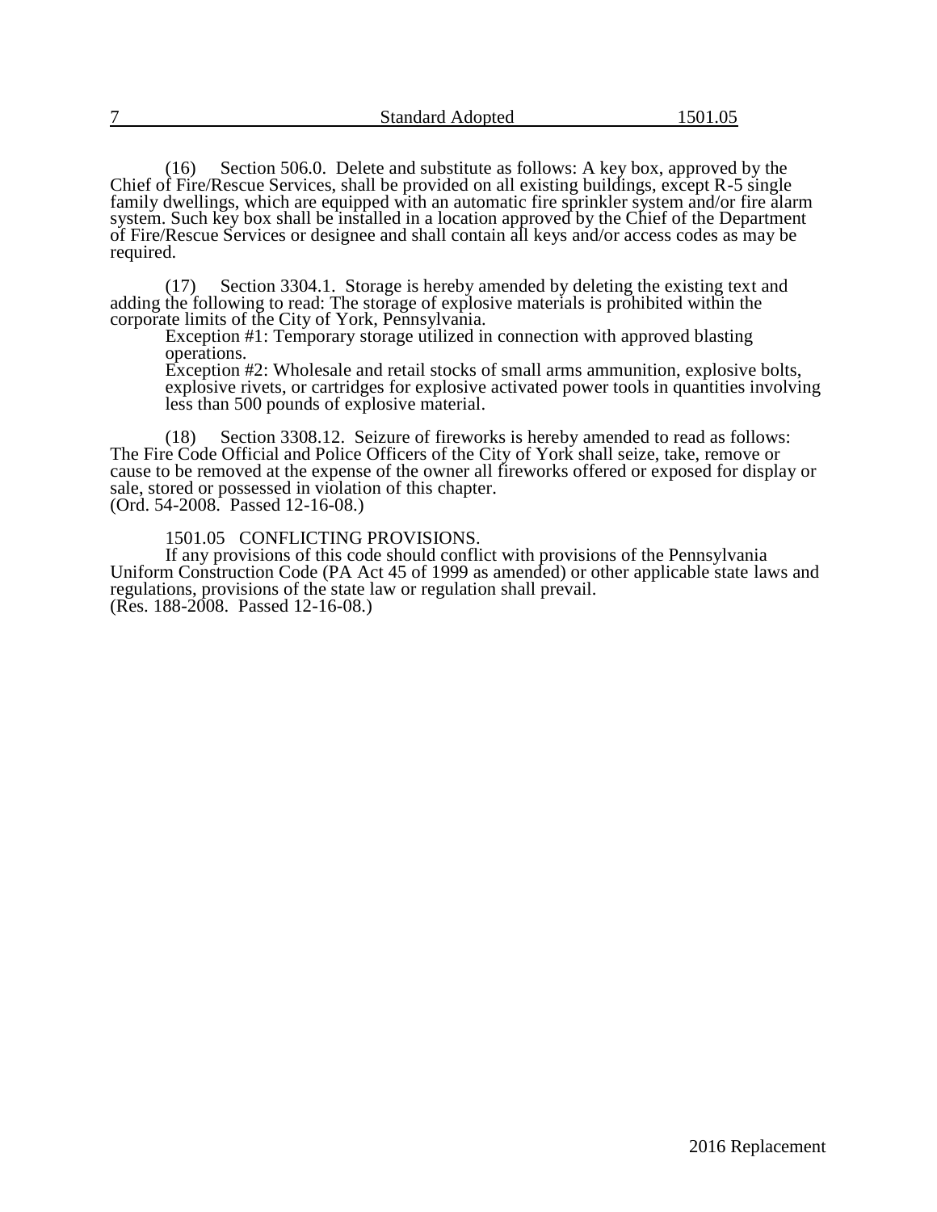(16) Section 506.0. Delete and substitute as follows: A key box, approved by the Chief of Fire/Rescue Services, shall be provided on all existing buildings, except R-5 single family dwellings, which are equipped with an automatic fire sprinkler system and/or fire alarm system. Such key box shall be installed in a location approved by the Chief of the Department of Fire/Rescue Services or designee and shall contain all keys and/or access codes as may be required.

(17) Section 3304.1. Storage is hereby amended by deleting the existing text and adding the following to read: The storage of explosive materials is prohibited within the corporate limits of the City of York, Pennsylvania.

Exception #1: Temporary storage utilized in connection with approved blasting operations.

Exception #2: Wholesale and retail stocks of small arms ammunition, explosive bolts, explosive rivets, or cartridges for explosive activated power tools in quantities involving less than 500 pounds of explosive material.

(18) Section 3308.12. Seizure of fireworks is hereby amended to read as follows: The Fire Code Official and Police Officers of the City of York shall seize, take, remove or cause to be removed at the expense of the owner all fireworks offered or exposed for display or sale, stored or possessed in violation of this chapter.
(Ord. 54-2008. Passed 12-16-08.)

1501.05 CONFLICTING PROVISIONS.

If any provisions of this code should conflict with provisions of the Pennsylvania Uniform Construction Code (PA Act 45 of 1999 as amended) or other applicable state laws and regulations, provisions of the state law or regulation shall prevail.
(Res. 188-2008. Passed 12-16-08.)